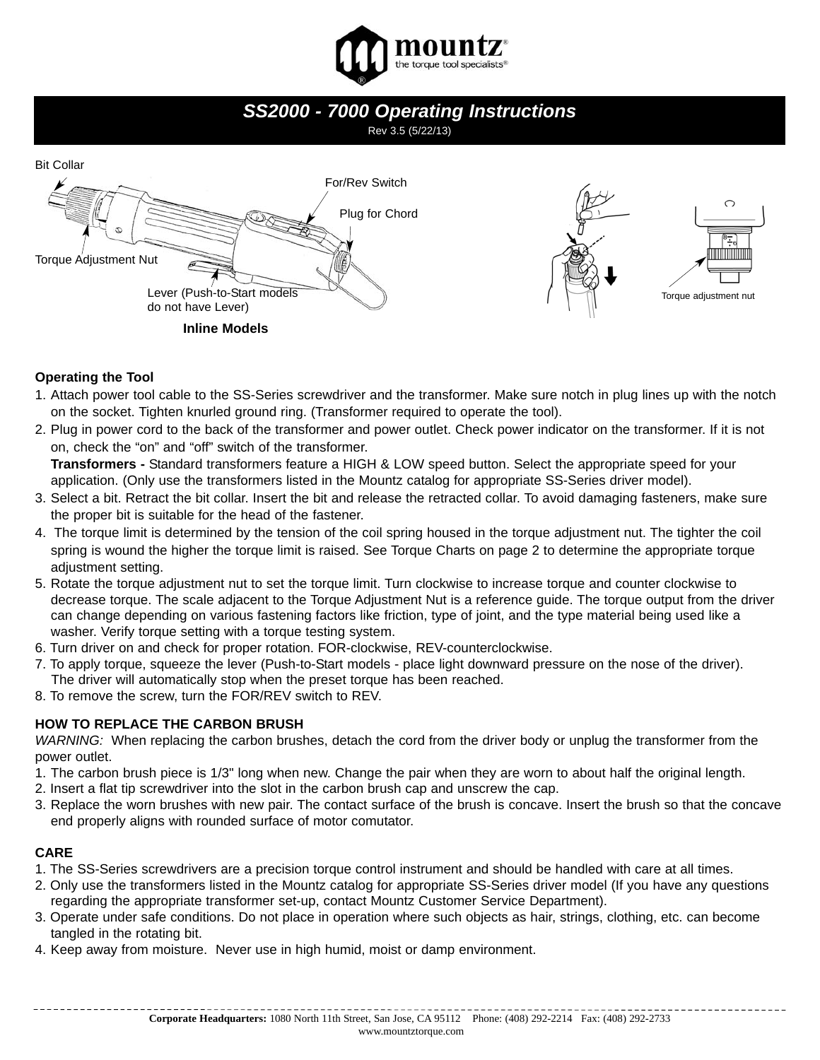# SS2000 - 7000 Operating Instructions

Rev 3.5 (5/22/13)

Bit Collar

For/Rev Switch

Plug for Chord

Torque Adjustment Nut

Lever (Push-to-Start models do not have Lever)

**Inline Models**

Torque adjustment nut

**Operating the Tool**

1. Attach power tool cable to the SS-Series screwdriver and the transformer. Make sure notch in plug lines up with the notch on the socket. Tighten knurled ground ring. (Transformer required to operate the tool).
2. Plug in power cord to the back of the transformer and power outlet. Check power indicator on the transformer. If it is not on, check the "on" and "off" switch of the transformer.
   **Transformers -** Standard transformers feature a HIGH & LOW speed button. Select the appropriate speed for your application. (Only use the transformers listed in the Mountz catalog for appropriate SS-Series driver model).
3. Select a bit. Retract the bit collar. Insert the bit and release the retracted collar. To avoid damaging fasteners, make sure the proper bit is suitable for the head of the fastener.
4. The torque limit is determined by the tension of the coil spring housed in the torque adjustment nut. The tighter the coil spring is wound the higher the torque limit is raised. See Torque Charts on page 2 to determine the appropriate torque adjustment setting.
5. Rotate the torque adjustment nut to set the torque limit. Turn clockwise to increase torque and counter clockwise to decrease torque. The scale adjacent to the Torque Adjustment Nut is a reference guide. The torque output from the driver can change depending on various fastening factors like friction, type of joint, and the type material being used like a washer. Verify torque setting with a torque testing system.
6. Turn driver on and check for proper rotation. FOR-clockwise, REV-counterclockwise.
7. To apply torque, squeeze the lever (Push-to-Start models - place light downward pressure on the nose of the driver). The driver will automatically stop when the preset torque has been reached.
8. To remove the screw, turn the FOR/REV switch to REV.

**HOW TO REPLACE THE CARBON BRUSH**

*WARNING:* When replacing the carbon brushes, detach the cord from the driver body or unplug the transformer from the power outlet.

1. The carbon brush piece is 1/3" long when new. Change the pair when they are worn to about half the original length.
2. Insert a flat tip screwdriver into the slot in the carbon brush cap and unscrew the cap.
3. Replace the worn brushes with new pair. The contact surface of the brush is concave. Insert the brush so that the concave end properly aligns with rounded surface of motor comutator.

**CARE**

1. The SS-Series screwdrivers are a precision torque control instrument and should be handled with care at all times.
2. Only use the transformers listed in the Mountz catalog for appropriate SS-Series driver model (If you have any questions regarding the appropriate transformer set-up, contact Mountz Customer Service Department).
3. Operate under safe conditions. Do not place in operation where such objects as hair, strings, clothing, etc. can become tangled in the rotating bit.
4. Keep away from moisture. Never use in high humid, moist or damp environment.

**Corporate Headquarters:** 1080 North 11th Street, San Jose, CA 95112 Phone: (408) 292-2214 Fax: (408) 292-2733
www.mountztorque.com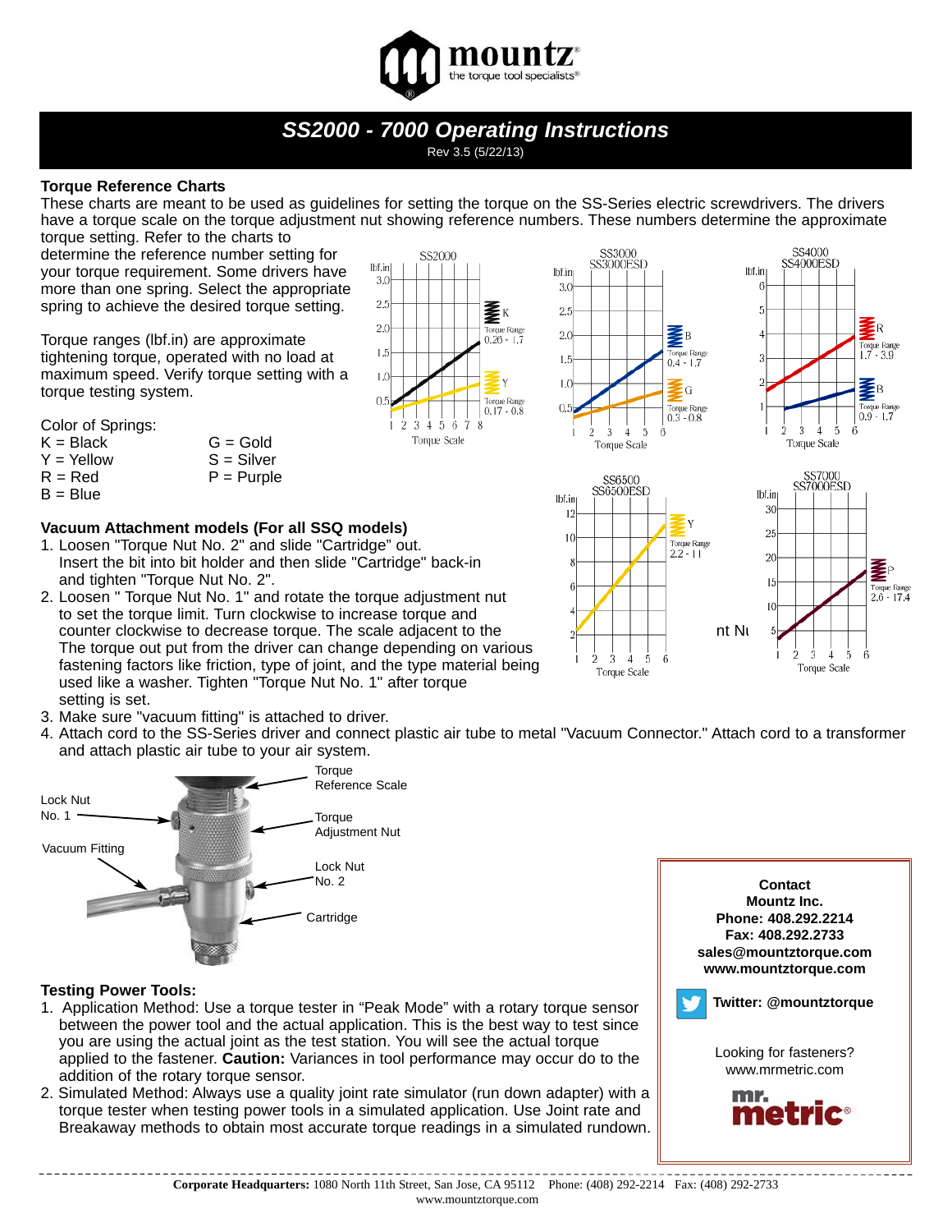# SS2000 - 7000 Operating Instructions

Rev 3.5 (5/22/13)

### Torque Reference Charts

These charts are meant to be used as guidelines for setting the torque on the SS-Series electric screwdrivers. The drivers have a torque scale on the torque adjustment nut showing reference numbers. These numbers determine the approximate torque setting. Refer to the charts to determine the reference number setting for your torque requirement. Some drivers have more than one spring. Select the appropriate spring to achieve the desired torque setting.

Torque ranges (lbf.in) are approximate tightening torque, operated with no load at maximum speed. Verify torque setting with a torque testing system.

Color of Springs:

K = Black
Y = Yellow
R = Red
B = Blue
G = Gold
S = Silver
P = Purple

SS2000
lbf.in
3.0
2.5
2.0
1.5
1.0
0.5
1 2 3 4 5 6 7 8
Torque Scale
K
Torque Range 0.26 - 1.7
Y
Torque Range 0.17 - 0.8

SS3000
SS3000ESD
lbf.in
3.0
2.5
2.0
1.5
1.0
0.5
1 2 3 4 5 6
Torque Scale
B
Torque Range 0.4 - 1.7
G
Torque Range 0.3 - 0.8

SS4000
SS4000ESD
lbf.in
6
5
4
3
2
1
1 2 3 4 5 6
Torque Scale
R
Torque Range 1.7 - 3.9
B
Torque Range 0.9 - 1.7

SS6500
SS6500ESD
lbf.in
12
10
8
6
4
2
1 2 3 4 5 6
Torque Scale
Y
Torque Range 2.2 - 11

SS7000
SS7000ESD
lbf.in
30
25
20
15
10
5
1 2 3 4 5 6
Torque Scale
P
Torque Range 2.6 - 17.4

### Vacuum Attachment models (For all SSQ models)

1. Loosen "Torque Nut No. 2" and slide "Cartridge" out. Insert the bit into bit holder and then slide "Cartridge" back-in and tighten "Torque Nut No. 2".
2. Loosen " Torque Nut No. 1" and rotate the torque adjustment nut to set the torque limit. Turn clockwise to increase torque and counter clockwise to decrease torque. The scale adjacent to the The torque out put from the driver can change depending on various fastening factors like friction, type of joint, and the type material being used like a washer. Tighten "Torque Nut No. 1" after torque setting is set.
3. Make sure "vacuum fitting" is attached to driver.
4. Attach cord to the SS-Series driver and connect plastic air tube to metal "Vacuum Connector." Attach cord to a transformer and attach plastic air tube to your air system.

Torque Reference Scale
Lock Nut No. 1
Torque Adjustment Nut
Vacuum Fitting
Lock Nut No. 2
Cartridge

### Testing Power Tools:

1. Application Method: Use a torque tester in "Peak Mode" with a rotary torque sensor between the power tool and the actual application. This is the best way to test since you are using the actual joint as the test station. You will see the actual torque applied to the fastener. **Caution:** Variances in tool performance may occur do to the addition of the rotary torque sensor.
2. Simulated Method: Always use a quality joint rate simulator (run down adapter) with a torque tester when testing power tools in a simulated application. Use Joint rate and Breakaway methods to obtain most accurate torque readings in a simulated rundown.

**Contact**
**Mountz Inc.**
**Phone: 408.292.2214**
**Fax: 408.292.2733**
**sales@mountztorque.com**
**www.mountztorque.com**

**Twitter: @mountztorque**

Looking for fasteners?
www.mrmetric.com

**Corporate Headquarters:** 1080 North 11th Street, San Jose, CA 95112 Phone: (408) 292-2214 Fax: (408) 292-2733
www.mountztorque.com